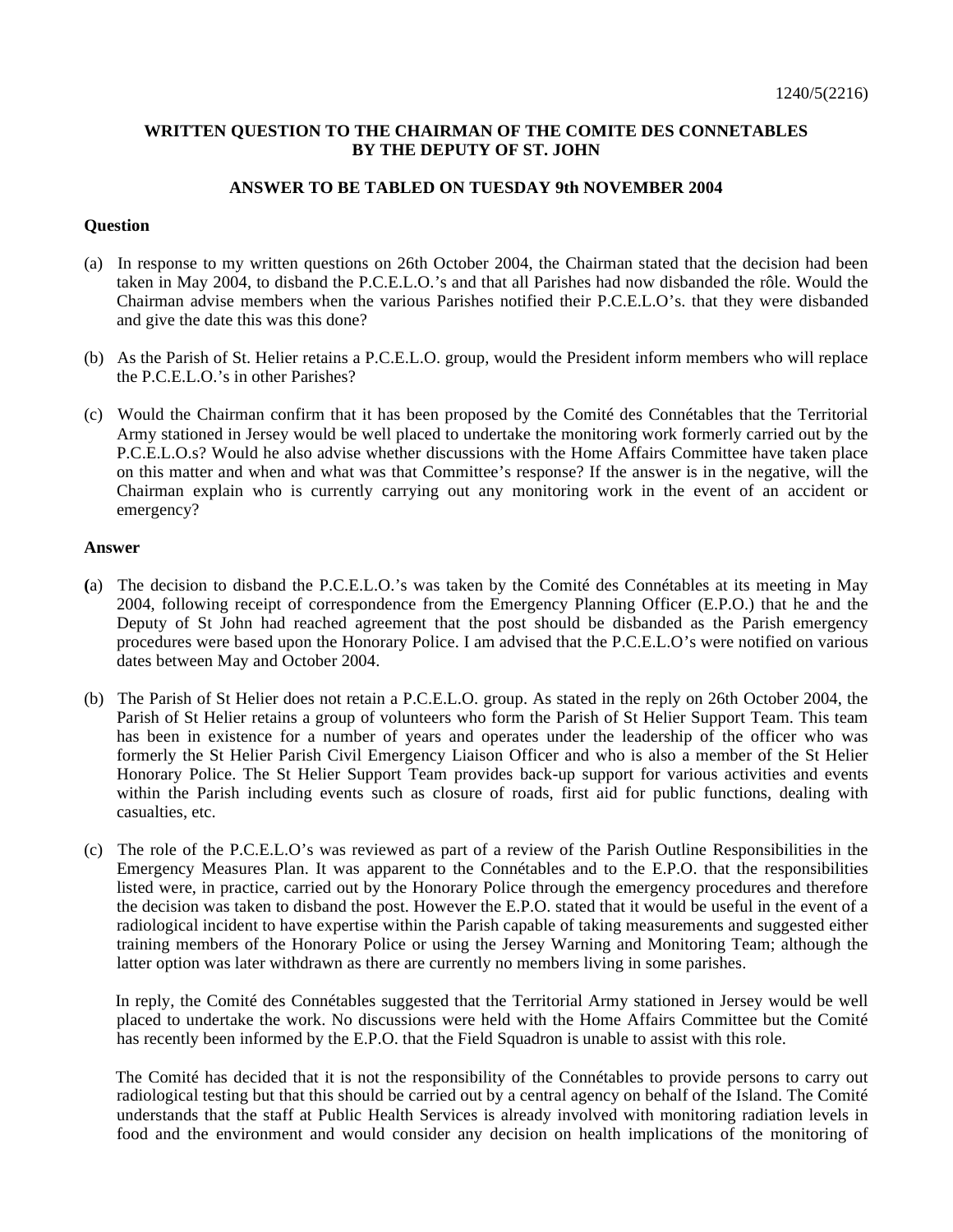1240/5(2216)

**WRITTEN QUESTION TO THE CHAIRMAN OF THE COMITE DES CONNETABLES BY THE DEPUTY OF ST. JOHN**

**ANSWER TO BE TABLED ON TUESDAY 9th NOVEMBER 2004**

**Question**

(a) In response to my written questions on 26th October 2004, the Chairman stated that the decision had been taken in May 2004, to disband the P.C.E.L.O.'s and that all Parishes had now disbanded the rôle. Would the Chairman advise members when the various Parishes notified their P.C.E.L.O's. that they were disbanded and give the date this was this done?

(b) As the Parish of St. Helier retains a P.C.E.L.O. group, would the President inform members who will replace the P.C.E.L.O.'s in other Parishes?

(c) Would the Chairman confirm that it has been proposed by the Comité des Connétables that the Territorial Army stationed in Jersey would be well placed to undertake the monitoring work formerly carried out by the P.C.E.L.O.s? Would he also advise whether discussions with the Home Affairs Committee have taken place on this matter and when and what was that Committee's response? If the answer is in the negative, will the Chairman explain who is currently carrying out any monitoring work in the event of an accident or emergency?

**Answer**

(a) The decision to disband the P.C.E.L.O.'s was taken by the Comité des Connétables at its meeting in May 2004, following receipt of correspondence from the Emergency Planning Officer (E.P.O.) that he and the Deputy of St John had reached agreement that the post should be disbanded as the Parish emergency procedures were based upon the Honorary Police. I am advised that the P.C.E.L.O's were notified on various dates between May and October 2004.

(b) The Parish of St Helier does not retain a P.C.E.L.O. group. As stated in the reply on 26th October 2004, the Parish of St Helier retains a group of volunteers who form the Parish of St Helier Support Team. This team has been in existence for a number of years and operates under the leadership of the officer who was formerly the St Helier Parish Civil Emergency Liaison Officer and who is also a member of the St Helier Honorary Police. The St Helier Support Team provides back-up support for various activities and events within the Parish including events such as closure of roads, first aid for public functions, dealing with casualties, etc.

(c) The role of the P.C.E.L.O's was reviewed as part of a review of the Parish Outline Responsibilities in the Emergency Measures Plan. It was apparent to the Connétables and to the E.P.O. that the responsibilities listed were, in practice, carried out by the Honorary Police through the emergency procedures and therefore the decision was taken to disband the post. However the E.P.O. stated that it would be useful in the event of a radiological incident to have expertise within the Parish capable of taking measurements and suggested either training members of the Honorary Police or using the Jersey Warning and Monitoring Team; although the latter option was later withdrawn as there are currently no members living in some parishes.

In reply, the Comité des Connétables suggested that the Territorial Army stationed in Jersey would be well placed to undertake the work. No discussions were held with the Home Affairs Committee but the Comité has recently been informed by the E.P.O. that the Field Squadron is unable to assist with this role.

The Comité has decided that it is not the responsibility of the Connétables to provide persons to carry out radiological testing but that this should be carried out by a central agency on behalf of the Island. The Comité understands that the staff at Public Health Services is already involved with monitoring radiation levels in food and the environment and would consider any decision on health implications of the monitoring of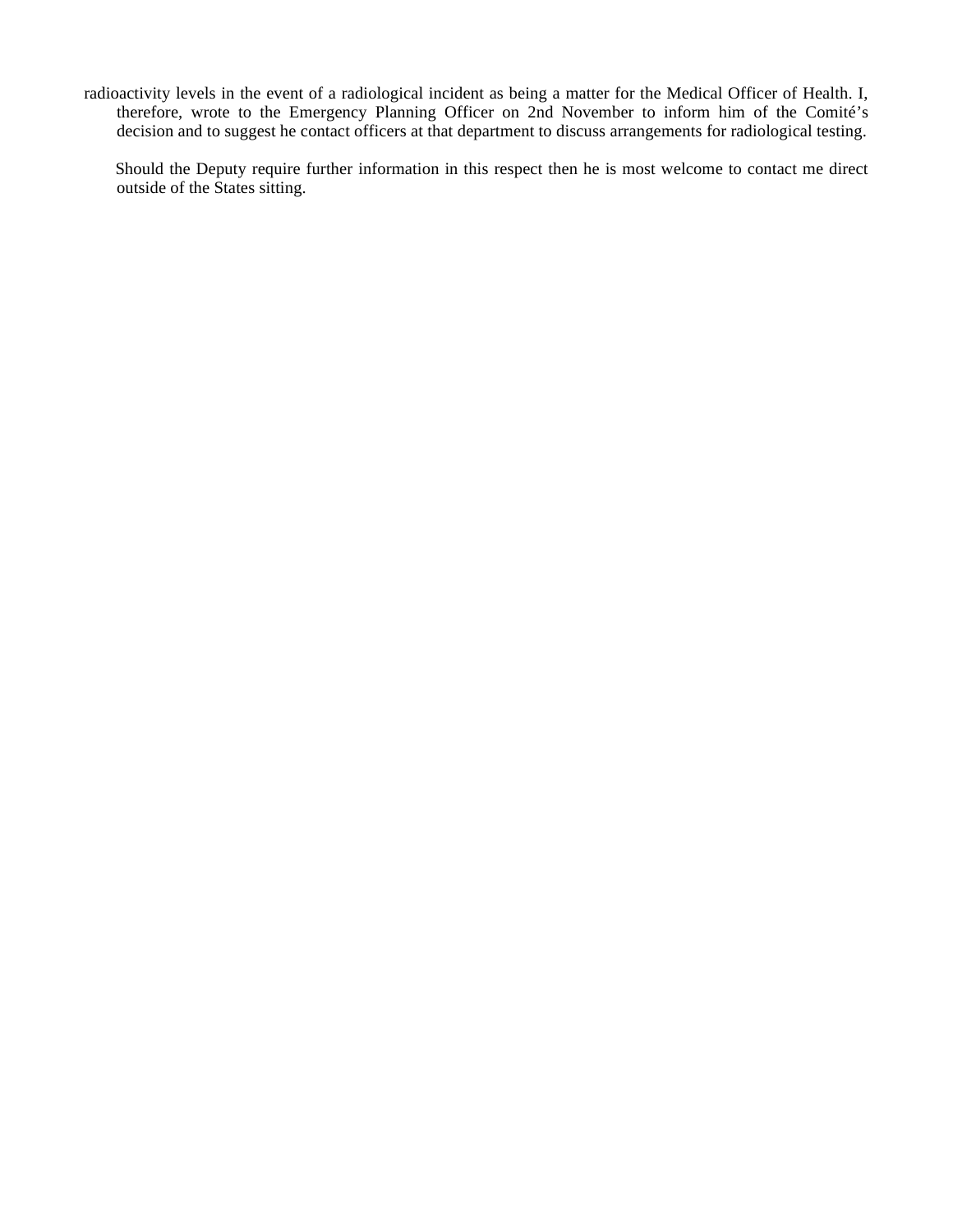radioactivity levels in the event of a radiological incident as being a matter for the Medical Officer of Health. I, therefore, wrote to the Emergency Planning Officer on 2nd November to inform him of the Comité's decision and to suggest he contact officers at that department to discuss arrangements for radiological testing.

Should the Deputy require further information in this respect then he is most welcome to contact me direct outside of the States sitting.